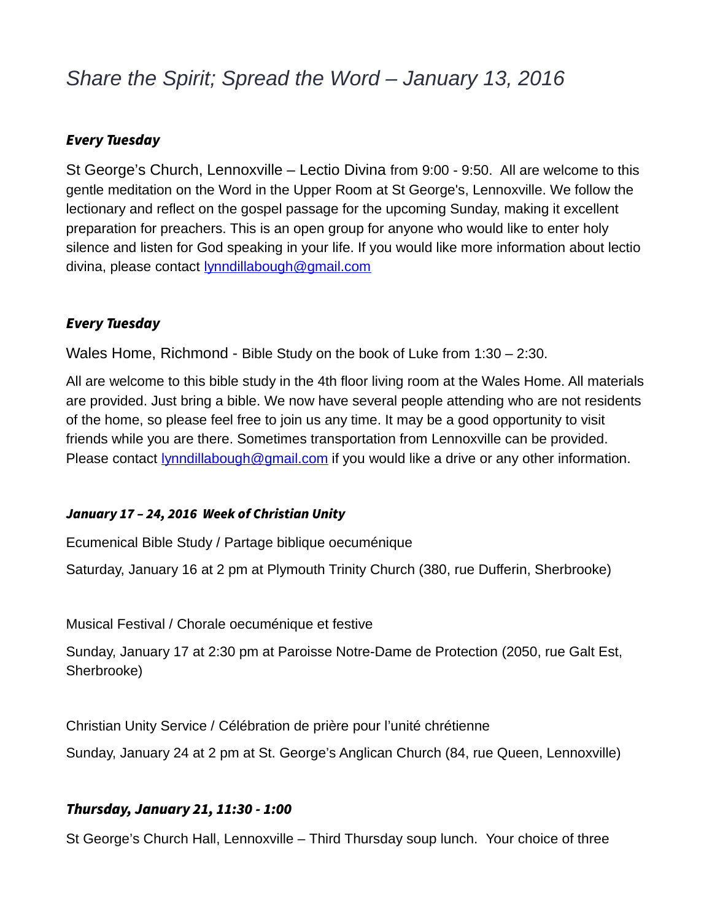# *Share the Spirit; Spread the Word – January 13, 2016*

***Every Tuesday***

St George's Church, Lennoxville – Lectio Divina from 9:00 - 9:50. All are welcome to this gentle meditation on the Word in the Upper Room at St George's, Lennoxville. We follow the lectionary and reflect on the gospel passage for the upcoming Sunday, making it excellent preparation for preachers. This is an open group for anyone who would like to enter holy silence and listen for God speaking in your life. If you would like more information about lectio divina, please contact [lynndillabough@gmail.com](mailto:lynndillabough@gmail.com)

***Every Tuesday***

Wales Home, Richmond - Bible Study on the book of Luke from 1:30 – 2:30.

All are welcome to this bible study in the 4th floor living room at the Wales Home. All materials are provided. Just bring a bible. We now have several people attending who are not residents of the home, so please feel free to join us any time. It may be a good opportunity to visit friends while you are there. Sometimes transportation from Lennoxville can be provided. Please contact [lynndillabough@gmail.com](mailto:lynndillabough@gmail.com) if you would like a drive or any other information.

***January 17 – 24, 2016 Week of Christian Unity***

Ecumenical Bible Study / Partage biblique oecuménique

Saturday, January 16 at 2 pm at Plymouth Trinity Church (380, rue Dufferin, Sherbrooke)

Musical Festival / Chorale oecuménique et festive

Sunday, January 17 at 2:30 pm at Paroisse Notre-Dame de Protection (2050, rue Galt Est, Sherbrooke)

Christian Unity Service / Célébration de prière pour l'unité chrétienne

Sunday, January 24 at 2 pm at St. George's Anglican Church (84, rue Queen, Lennoxville)

***Thursday, January 21, 11:30 - 1:00***

St George's Church Hall, Lennoxville – Third Thursday soup lunch. Your choice of three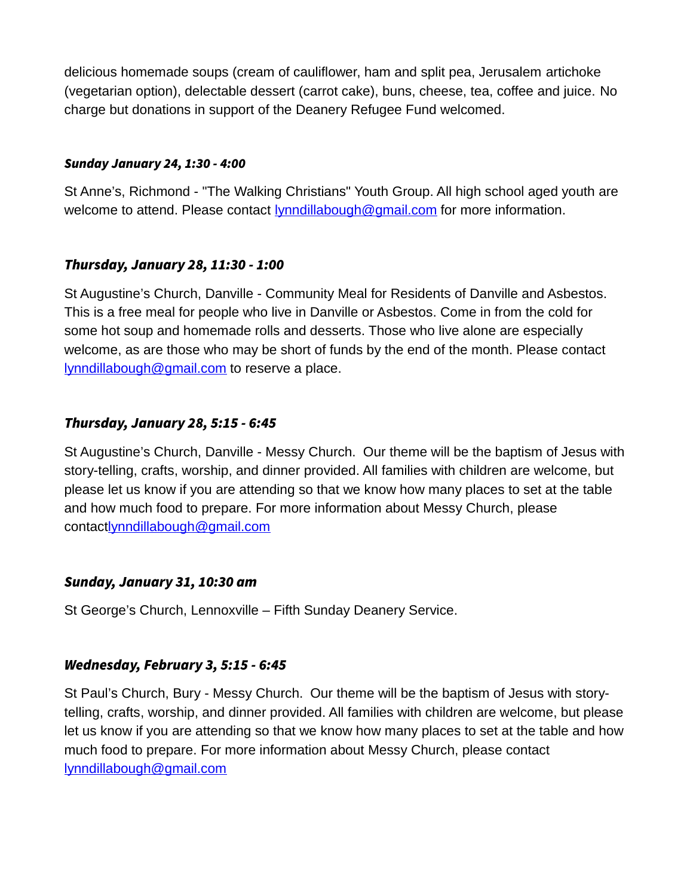delicious homemade soups (cream of cauliflower, ham and split pea, Jerusalem artichoke (vegetarian option), delectable dessert (carrot cake), buns, cheese, tea, coffee and juice. No charge but donations in support of the Deanery Refugee Fund welcomed.

***Sunday January 24, 1:30 - 4:00***

St Anne's, Richmond - "The Walking Christians" Youth Group. All high school aged youth are welcome to attend. Please contact lynndillabough@gmail.com for more information.

***Thursday, January 28, 11:30 - 1:00***

St Augustine's Church, Danville - Community Meal for Residents of Danville and Asbestos. This is a free meal for people who live in Danville or Asbestos. Come in from the cold for some hot soup and homemade rolls and desserts. Those who live alone are especially welcome, as are those who may be short of funds by the end of the month. Please contact lynndillabough@gmail.com to reserve a place.

***Thursday, January 28, 5:15 - 6:45***

St Augustine's Church, Danville - Messy Church. Our theme will be the baptism of Jesus with story-telling, crafts, worship, and dinner provided. All families with children are welcome, but please let us know if you are attending so that we know how many places to set at the table and how much food to prepare. For more information about Messy Church, please contactlynndillabough@gmail.com

***Sunday, January 31, 10:30 am***

St George's Church, Lennoxville – Fifth Sunday Deanery Service.

***Wednesday, February 3, 5:15 - 6:45***

St Paul's Church, Bury - Messy Church. Our theme will be the baptism of Jesus with story-telling, crafts, worship, and dinner provided. All families with children are welcome, but please let us know if you are attending so that we know how many places to set at the table and how much food to prepare. For more information about Messy Church, please contact lynndillabough@gmail.com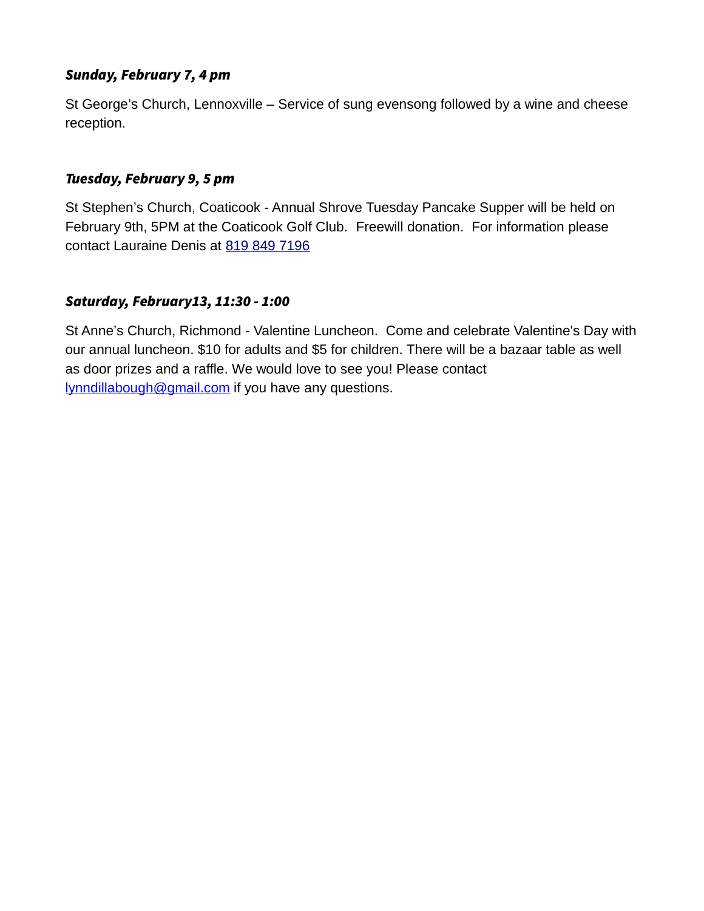***Sunday, February 7, 4 pm***

St George's Church, Lennoxville – Service of sung evensong followed by a wine and cheese reception.

***Tuesday, February 9, 5 pm***

St Stephen's Church, Coaticook - Annual Shrove Tuesday Pancake Supper will be held on February 9th, 5PM at the Coaticook Golf Club. Freewill donation. For information please contact Lauraine Denis at 819 849 7196

***Saturday, February13, 11:30 - 1:00***

St Anne's Church, Richmond - Valentine Luncheon. Come and celebrate Valentine's Day with our annual luncheon. $10 for adults and $5 for children. There will be a bazaar table as well as door prizes and a raffle. We would love to see you! Please contact lynndillabough@gmail.com if you have any questions.